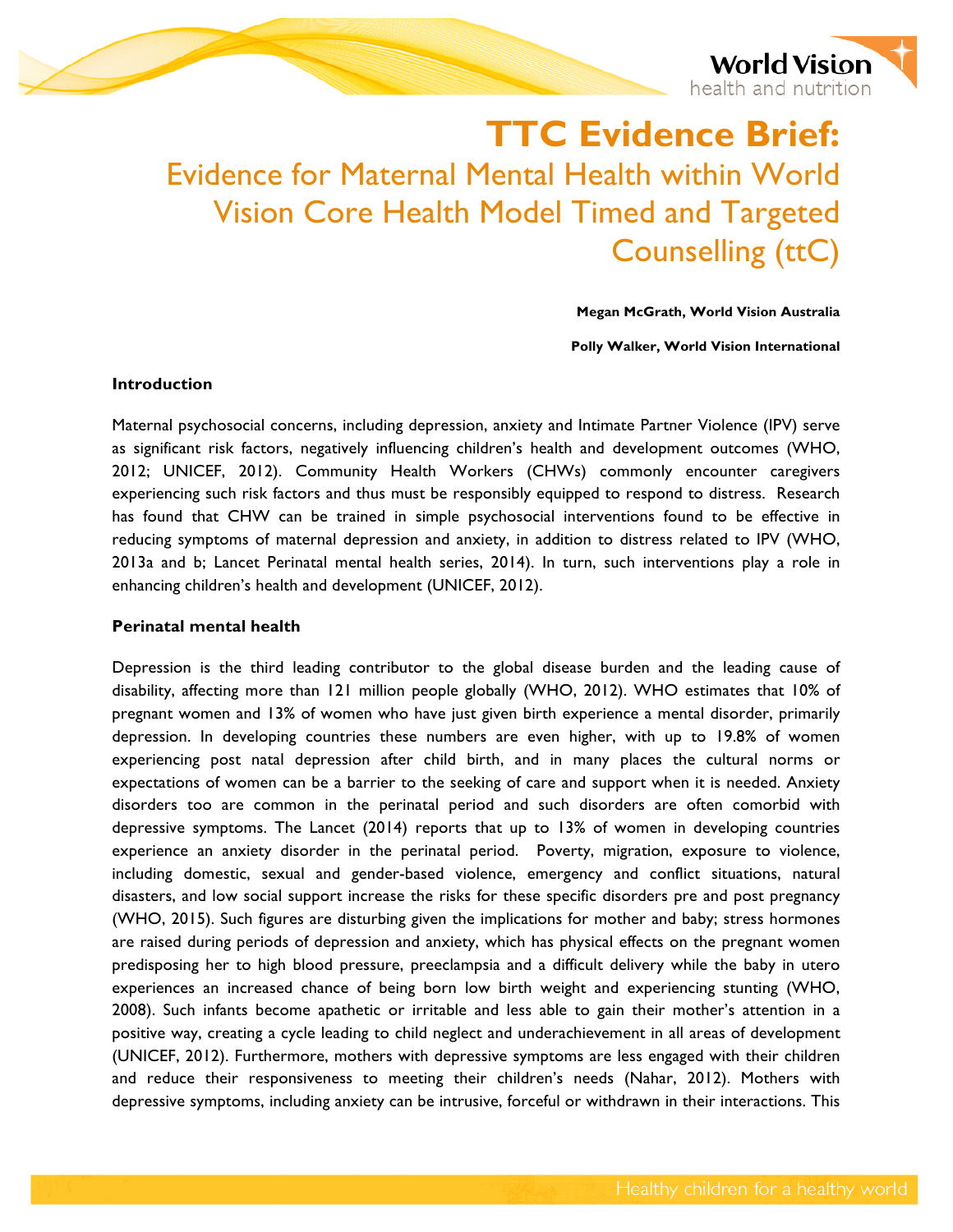# TTC Evidence Brief:

## Evidence for Maternal Mental Health within World Vision Core Health Model Timed and Targeted Counselling (ttC)

**Megan McGrath, World Vision Australia**

**Polly Walker, World Vision International**

**Introduction**

Maternal psychosocial concerns, including depression, anxiety and Intimate Partner Violence (IPV) serve as significant risk factors, negatively influencing children's health and development outcomes (WHO, 2012; UNICEF, 2012). Community Health Workers (CHWs) commonly encounter caregivers experiencing such risk factors and thus must be responsibly equipped to respond to distress. Research has found that CHW can be trained in simple psychosocial interventions found to be effective in reducing symptoms of maternal depression and anxiety, in addition to distress related to IPV (WHO, 2013a and b; Lancet Perinatal mental health series, 2014). In turn, such interventions play a role in enhancing children's health and development (UNICEF, 2012).

**Perinatal mental health**

Depression is the third leading contributor to the global disease burden and the leading cause of disability, affecting more than 121 million people globally (WHO, 2012). WHO estimates that 10% of pregnant women and 13% of women who have just given birth experience a mental disorder, primarily depression. In developing countries these numbers are even higher, with up to 19.8% of women experiencing post natal depression after child birth, and in many places the cultural norms or expectations of women can be a barrier to the seeking of care and support when it is needed. Anxiety disorders too are common in the perinatal period and such disorders are often comorbid with depressive symptoms. The Lancet (2014) reports that up to 13% of women in developing countries experience an anxiety disorder in the perinatal period. Poverty, migration, exposure to violence, including domestic, sexual and gender-based violence, emergency and conflict situations, natural disasters, and low social support increase the risks for these specific disorders pre and post pregnancy (WHO, 2015). Such figures are disturbing given the implications for mother and baby; stress hormones are raised during periods of depression and anxiety, which has physical effects on the pregnant women predisposing her to high blood pressure, preeclampsia and a difficult delivery while the baby in utero experiences an increased chance of being born low birth weight and experiencing stunting (WHO, 2008). Such infants become apathetic or irritable and less able to gain their mother's attention in a positive way, creating a cycle leading to child neglect and underachievement in all areas of development (UNICEF, 2012). Furthermore, mothers with depressive symptoms are less engaged with their children and reduce their responsiveness to meeting their children's needs (Nahar, 2012). Mothers with depressive symptoms, including anxiety can be intrusive, forceful or withdrawn in their interactions. This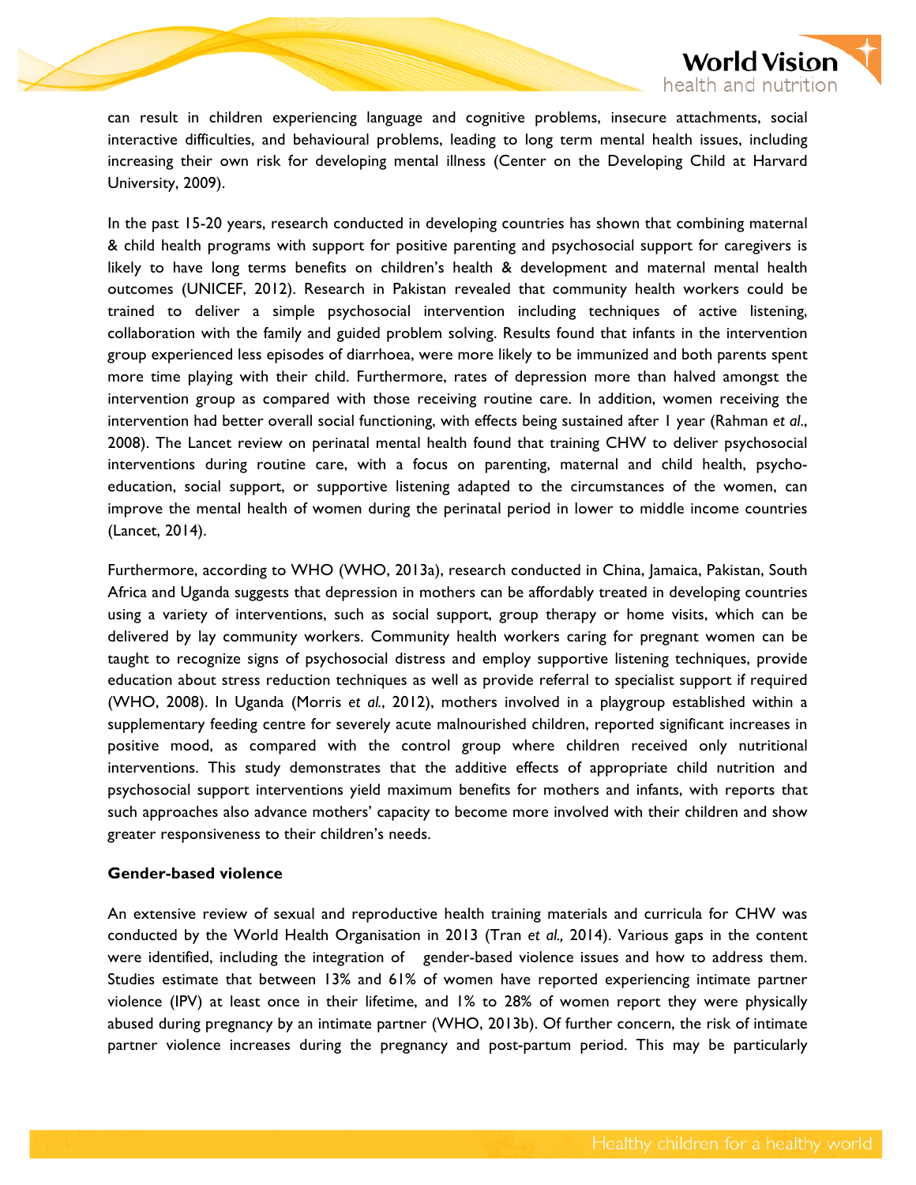can result in children experiencing language and cognitive problems, insecure attachments, social interactive difficulties, and behavioural problems, leading to long term mental health issues, including increasing their own risk for developing mental illness (Center on the Developing Child at Harvard University, 2009).

In the past 15-20 years, research conducted in developing countries has shown that combining maternal & child health programs with support for positive parenting and psychosocial support for caregivers is likely to have long terms benefits on children's health & development and maternal mental health outcomes (UNICEF, 2012). Research in Pakistan revealed that community health workers could be trained to deliver a simple psychosocial intervention including techniques of active listening, collaboration with the family and guided problem solving. Results found that infants in the intervention group experienced less episodes of diarrhoea, were more likely to be immunized and both parents spent more time playing with their child. Furthermore, rates of depression more than halved amongst the intervention group as compared with those receiving routine care. In addition, women receiving the intervention had better overall social functioning, with effects being sustained after 1 year (Rahman *et al*., 2008). The Lancet review on perinatal mental health found that training CHW to deliver psychosocial interventions during routine care, with a focus on parenting, maternal and child health, psycho-education, social support, or supportive listening adapted to the circumstances of the women, can improve the mental health of women during the perinatal period in lower to middle income countries (Lancet, 2014).

Furthermore, according to WHO (WHO, 2013a), research conducted in China, Jamaica, Pakistan, South Africa and Uganda suggests that depression in mothers can be affordably treated in developing countries using a variety of interventions, such as social support, group therapy or home visits, which can be delivered by lay community workers. Community health workers caring for pregnant women can be taught to recognize signs of psychosocial distress and employ supportive listening techniques, provide education about stress reduction techniques as well as provide referral to specialist support if required (WHO, 2008). In Uganda (Morris *et al*., 2012), mothers involved in a playgroup established within a supplementary feeding centre for severely acute malnourished children, reported significant increases in positive mood, as compared with the control group where children received only nutritional interventions. This study demonstrates that the additive effects of appropriate child nutrition and psychosocial support interventions yield maximum benefits for mothers and infants, with reports that such approaches also advance mothers' capacity to become more involved with their children and show greater responsiveness to their children's needs.

**Gender-based violence**

An extensive review of sexual and reproductive health training materials and curricula for CHW was conducted by the World Health Organisation in 2013 (Tran *et al.,* 2014). Various gaps in the content were identified, including the integration of gender-based violence issues and how to address them. Studies estimate that between 13% and 61% of women have reported experiencing intimate partner violence (IPV) at least once in their lifetime, and 1% to 28% of women report they were physically abused during pregnancy by an intimate partner (WHO, 2013b). Of further concern, the risk of intimate partner violence increases during the pregnancy and post-partum period. This may be particularly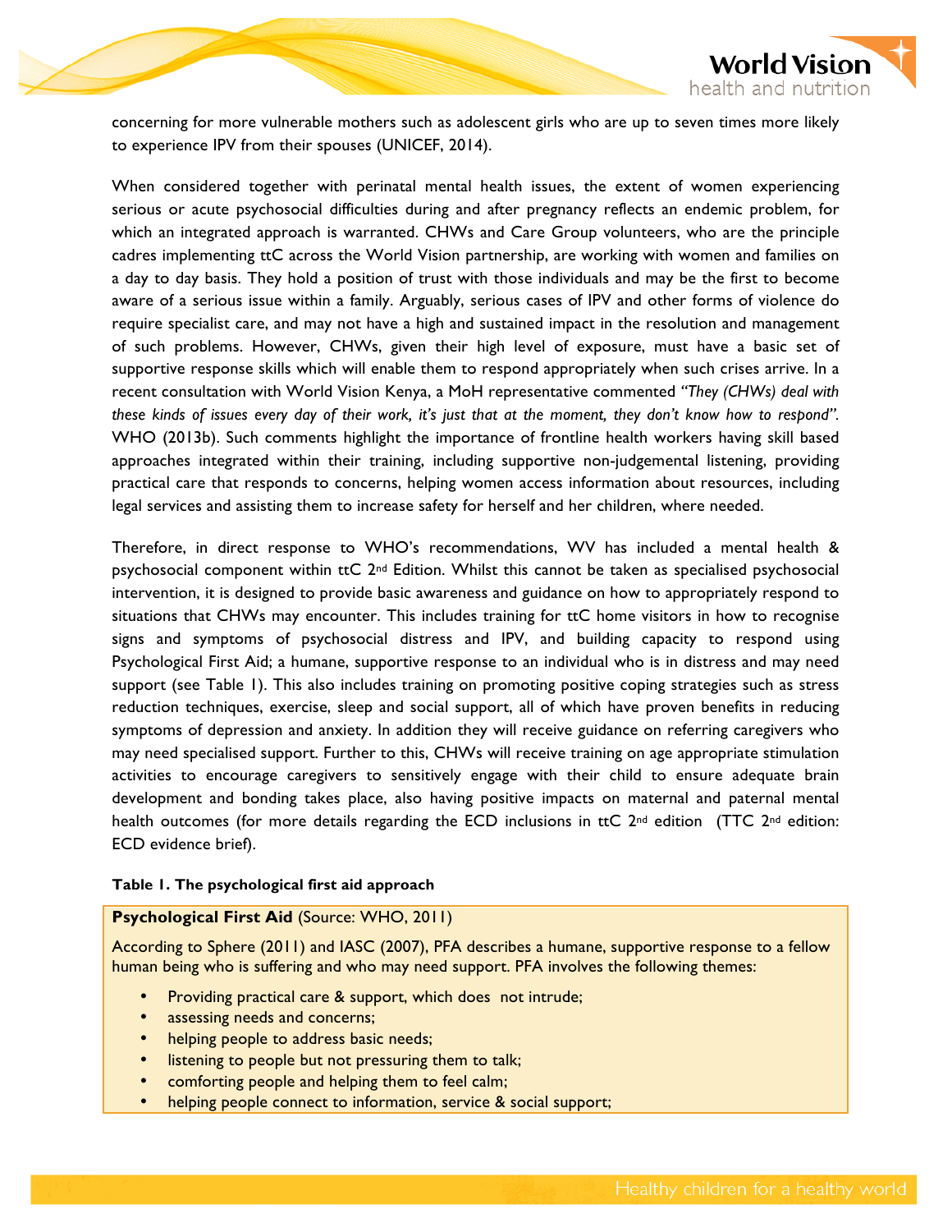concerning for more vulnerable mothers such as adolescent girls who are up to seven times more likely to experience IPV from their spouses (UNICEF, 2014).

When considered together with perinatal mental health issues, the extent of women experiencing serious or acute psychosocial difficulties during and after pregnancy reflects an endemic problem, for which an integrated approach is warranted. CHWs and Care Group volunteers, who are the principle cadres implementing ttC across the World Vision partnership, are working with women and families on a day to day basis. They hold a position of trust with those individuals and may be the first to become aware of a serious issue within a family. Arguably, serious cases of IPV and other forms of violence do require specialist care, and may not have a high and sustained impact in the resolution and management of such problems. However, CHWs, given their high level of exposure, must have a basic set of supportive response skills which will enable them to respond appropriately when such crises arrive. In a recent consultation with World Vision Kenya, a MoH representative commented *"They (CHWs) deal with these kinds of issues every day of their work, it's just that at the moment, they don't know how to respond".* WHO (2013b). Such comments highlight the importance of frontline health workers having skill based approaches integrated within their training, including supportive non-judgemental listening, providing practical care that responds to concerns, helping women access information about resources, including legal services and assisting them to increase safety for herself and her children, where needed.

Therefore, in direct response to WHO's recommendations, WV has included a mental health & psychosocial component within ttC 2nd Edition. Whilst this cannot be taken as specialised psychosocial intervention, it is designed to provide basic awareness and guidance on how to appropriately respond to situations that CHWs may encounter. This includes training for ttC home visitors in how to recognise signs and symptoms of psychosocial distress and IPV, and building capacity to respond using Psychological First Aid; a humane, supportive response to an individual who is in distress and may need support (see Table 1). This also includes training on promoting positive coping strategies such as stress reduction techniques, exercise, sleep and social support, all of which have proven benefits in reducing symptoms of depression and anxiety. In addition they will receive guidance on referring caregivers who may need specialised support. Further to this, CHWs will receive training on age appropriate stimulation activities to encourage caregivers to sensitively engage with their child to ensure adequate brain development and bonding takes place, also having positive impacts on maternal and paternal mental health outcomes (for more details regarding the ECD inclusions in ttC 2nd edition (TTC 2nd edition: ECD evidence brief).

**Table 1. The psychological first aid approach**

**Psychological First Aid** (Source: WHO, 2011)

According to Sphere (2011) and IASC (2007), PFA describes a humane, supportive response to a fellow human being who is suffering and who may need support. PFA involves the following themes:

- Providing practical care & support, which does not intrude;
- assessing needs and concerns;
- helping people to address basic needs;
- listening to people but not pressuring them to talk;
- comforting people and helping them to feel calm;
- helping people connect to information, service & social support;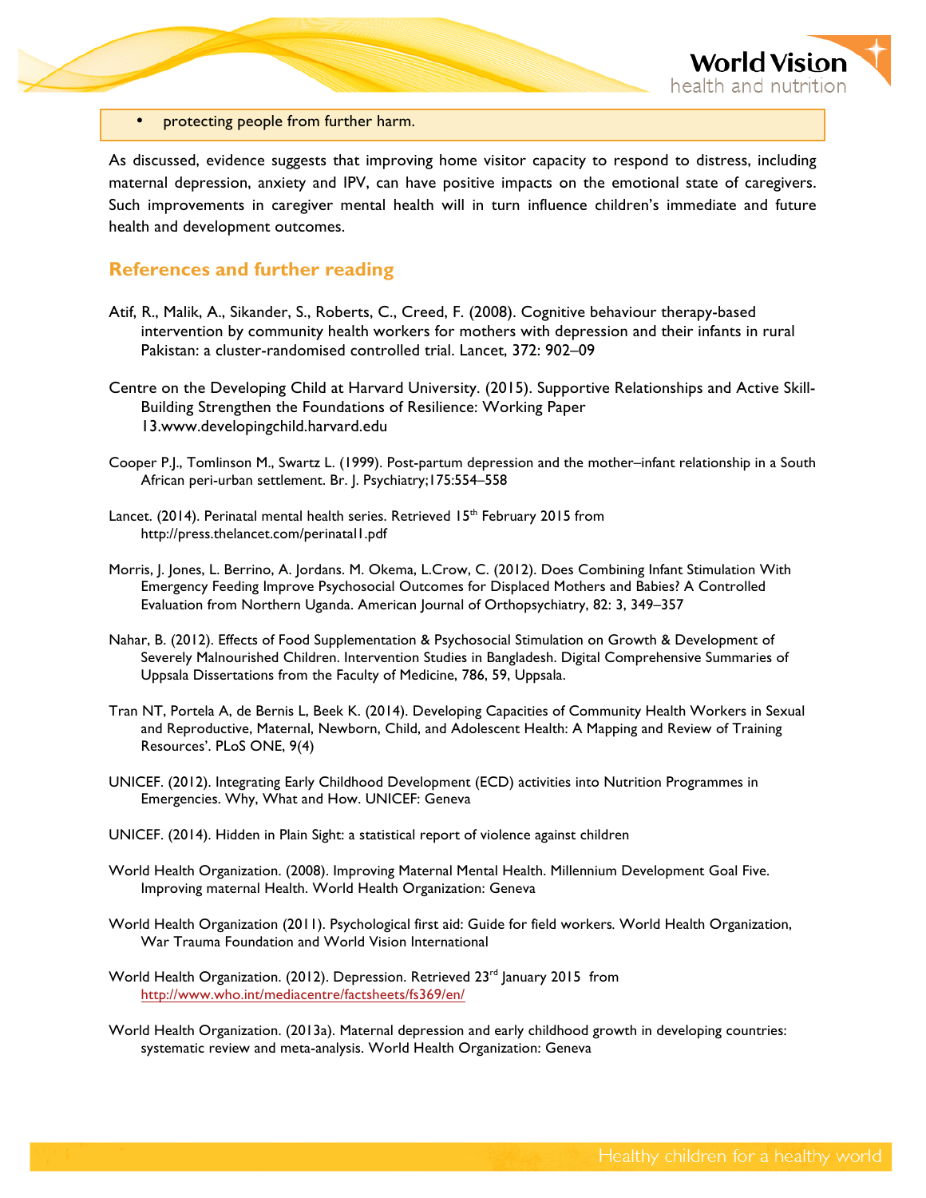- protecting people from further harm.

As discussed, evidence suggests that improving home visitor capacity to respond to distress, including maternal depression, anxiety and IPV, can have positive impacts on the emotional state of caregivers. Such improvements in caregiver mental health will in turn influence children's immediate and future health and development outcomes.

## References and further reading

Atif, R., Malik, A., Sikander, S., Roberts, C., Creed, F. (2008). Cognitive behaviour therapy-based intervention by community health workers for mothers with depression and their infants in rural Pakistan: a cluster-randomised controlled trial. Lancet, 372: 902–09

Centre on the Developing Child at Harvard University. (2015). Supportive Relationships and Active Skill-Building Strengthen the Foundations of Resilience: Working Paper 13.www.developingchild.harvard.edu

Cooper P.J., Tomlinson M., Swartz L. (1999). Post-partum depression and the mother–infant relationship in a South African peri-urban settlement. Br. J. Psychiatry;175:554–558

Lancet. (2014). Perinatal mental health series. Retrieved 15th February 2015 from http://press.thelancet.com/perinatal1.pdf

Morris, J. Jones, L. Berrino, A. Jordans. M. Okema, L.Crow, C. (2012). Does Combining Infant Stimulation With Emergency Feeding Improve Psychosocial Outcomes for Displaced Mothers and Babies? A Controlled Evaluation from Northern Uganda. American Journal of Orthopsychiatry, 82: 3, 349–357

Nahar, B. (2012). Effects of Food Supplementation & Psychosocial Stimulation on Growth & Development of Severely Malnourished Children. Intervention Studies in Bangladesh. Digital Comprehensive Summaries of Uppsala Dissertations from the Faculty of Medicine, 786, 59, Uppsala.

Tran NT, Portela A, de Bernis L, Beek K. (2014). Developing Capacities of Community Health Workers in Sexual and Reproductive, Maternal, Newborn, Child, and Adolescent Health: A Mapping and Review of Training Resources'. PLoS ONE, 9(4)

UNICEF. (2012). Integrating Early Childhood Development (ECD) activities into Nutrition Programmes in Emergencies. Why, What and How. UNICEF: Geneva

UNICEF. (2014). Hidden in Plain Sight: a statistical report of violence against children

World Health Organization. (2008). Improving Maternal Mental Health. Millennium Development Goal Five. Improving maternal Health. World Health Organization: Geneva

World Health Organization (2011). Psychological first aid: Guide for field workers. World Health Organization, War Trauma Foundation and World Vision International

World Health Organization. (2012). Depression. Retrieved 23rd January 2015 from http://www.who.int/mediacentre/factsheets/fs369/en/

World Health Organization. (2013a). Maternal depression and early childhood growth in developing countries: systematic review and meta-analysis. World Health Organization: Geneva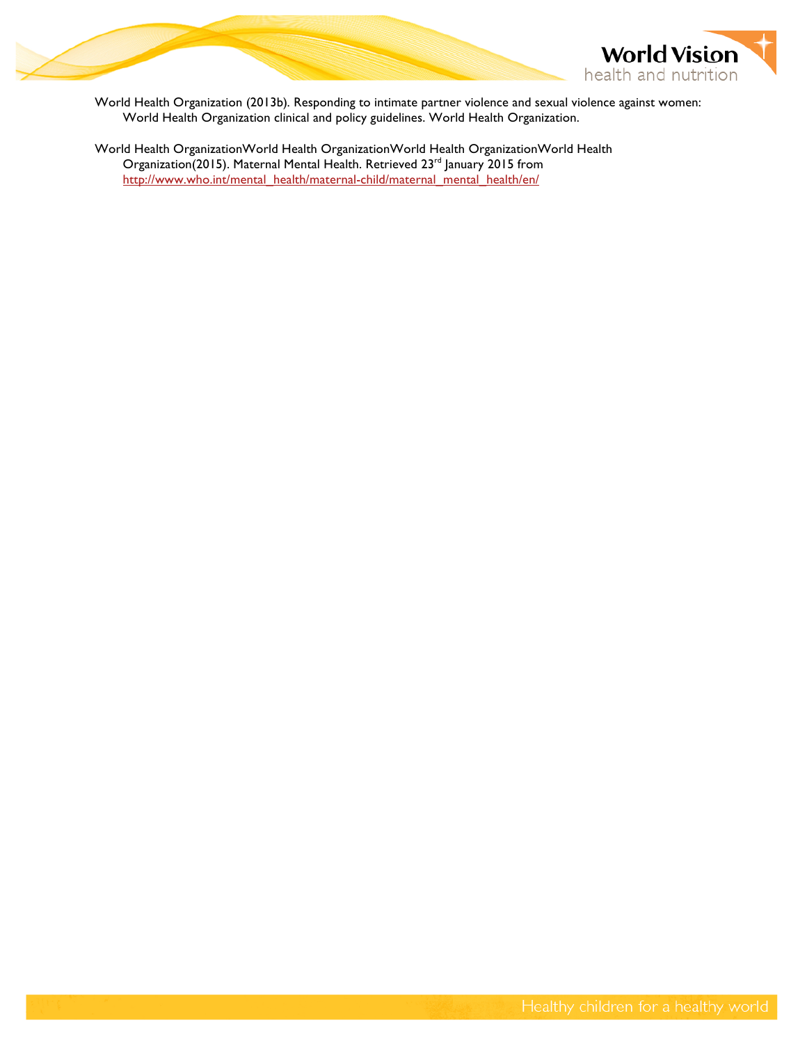World Health Organization (2013b). Responding to intimate partner violence and sexual violence against women: World Health Organization clinical and policy guidelines. World Health Organization.

World Health OrganizationWorld Health OrganizationWorld Health OrganizationWorld Health Organization(2015). Maternal Mental Health. Retrieved 23rd January 2015 from http://www.who.int/mental_health/maternal-child/maternal_mental_health/en/